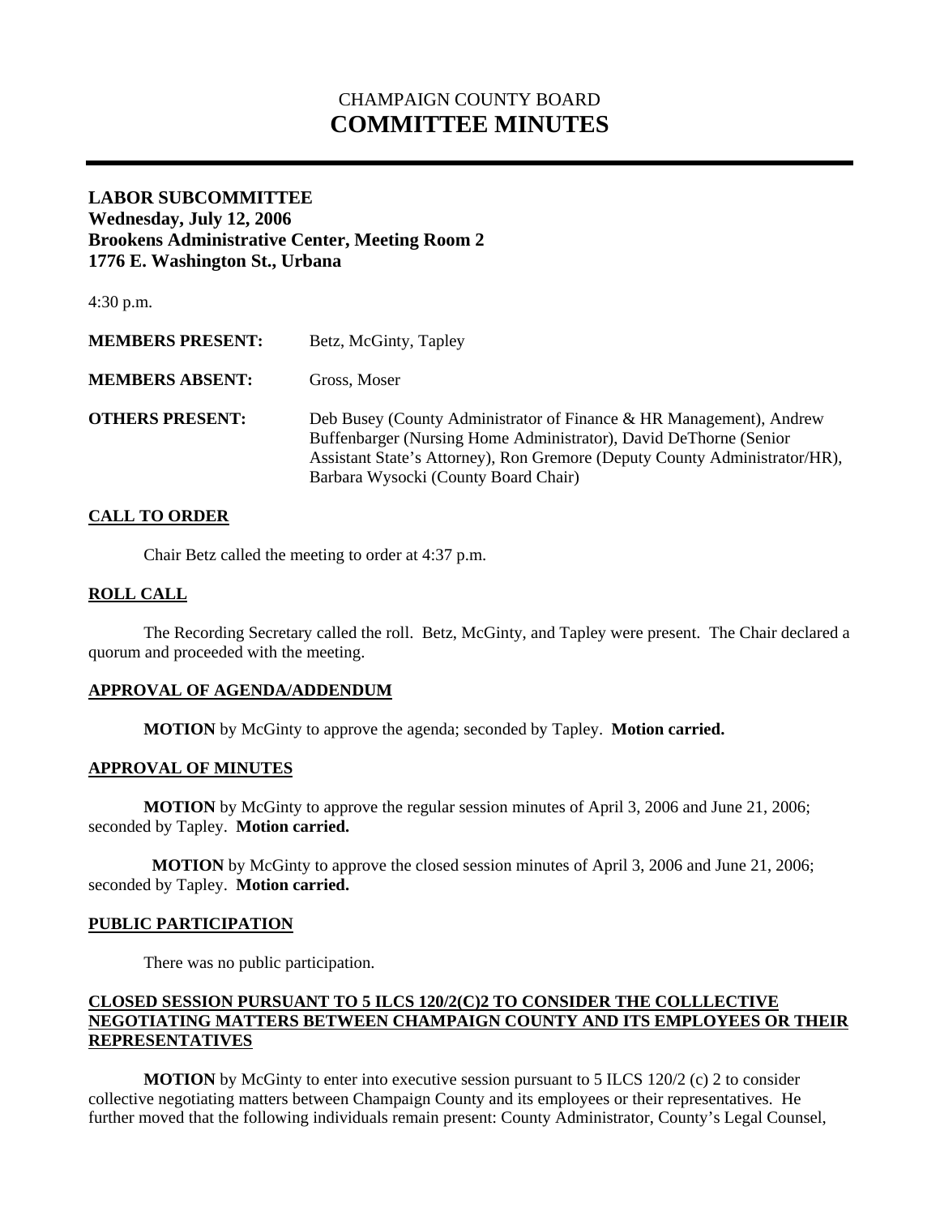# CHAMPAIGN COUNTY BOARD
# COMMITTEE MINUTES

---

**LABOR SUBCOMMITTEE**
**Wednesday, July 12, 2006**
**Brookens Administrative Center, Meeting Room 2**
**1776 E. Washington St., Urbana**

4:30 p.m.

| | |
|---|---|
| **MEMBERS PRESENT:** | Betz, McGinty, Tapley |
| **MEMBERS ABSENT:** | Gross, Moser |
| **OTHERS PRESENT:** | Deb Busey (County Administrator of Finance & HR Management), Andrew Buffenbarger (Nursing Home Administrator), David DeThorne (Senior Assistant State's Attorney), Ron Gremore (Deputy County Administrator/HR), Barbara Wysocki (County Board Chair) |

**CALL TO ORDER**

Chair Betz called the meeting to order at 4:37 p.m.

**ROLL CALL**

The Recording Secretary called the roll. Betz, McGinty, and Tapley were present. The Chair declared a quorum and proceeded with the meeting.

**APPROVAL OF AGENDA/ADDENDUM**

**MOTION** by McGinty to approve the agenda; seconded by Tapley. **Motion carried.**

**APPROVAL OF MINUTES**

**MOTION** by McGinty to approve the regular session minutes of April 3, 2006 and June 21, 2006; seconded by Tapley. **Motion carried.**

**MOTION** by McGinty to approve the closed session minutes of April 3, 2006 and June 21, 2006; seconded by Tapley. **Motion carried.**

**PUBLIC PARTICIPATION**

There was no public participation.

**CLOSED SESSION PURSUANT TO 5 ILCS 120/2(C)2 TO CONSIDER THE COLLLECTIVE NEGOTIATING MATTERS BETWEEN CHAMPAIGN COUNTY AND ITS EMPLOYEES OR THEIR REPRESENTATIVES**

**MOTION** by McGinty to enter into executive session pursuant to 5 ILCS 120/2 (c) 2 to consider collective negotiating matters between Champaign County and its employees or their representatives. He further moved that the following individuals remain present: County Administrator, County's Legal Counsel,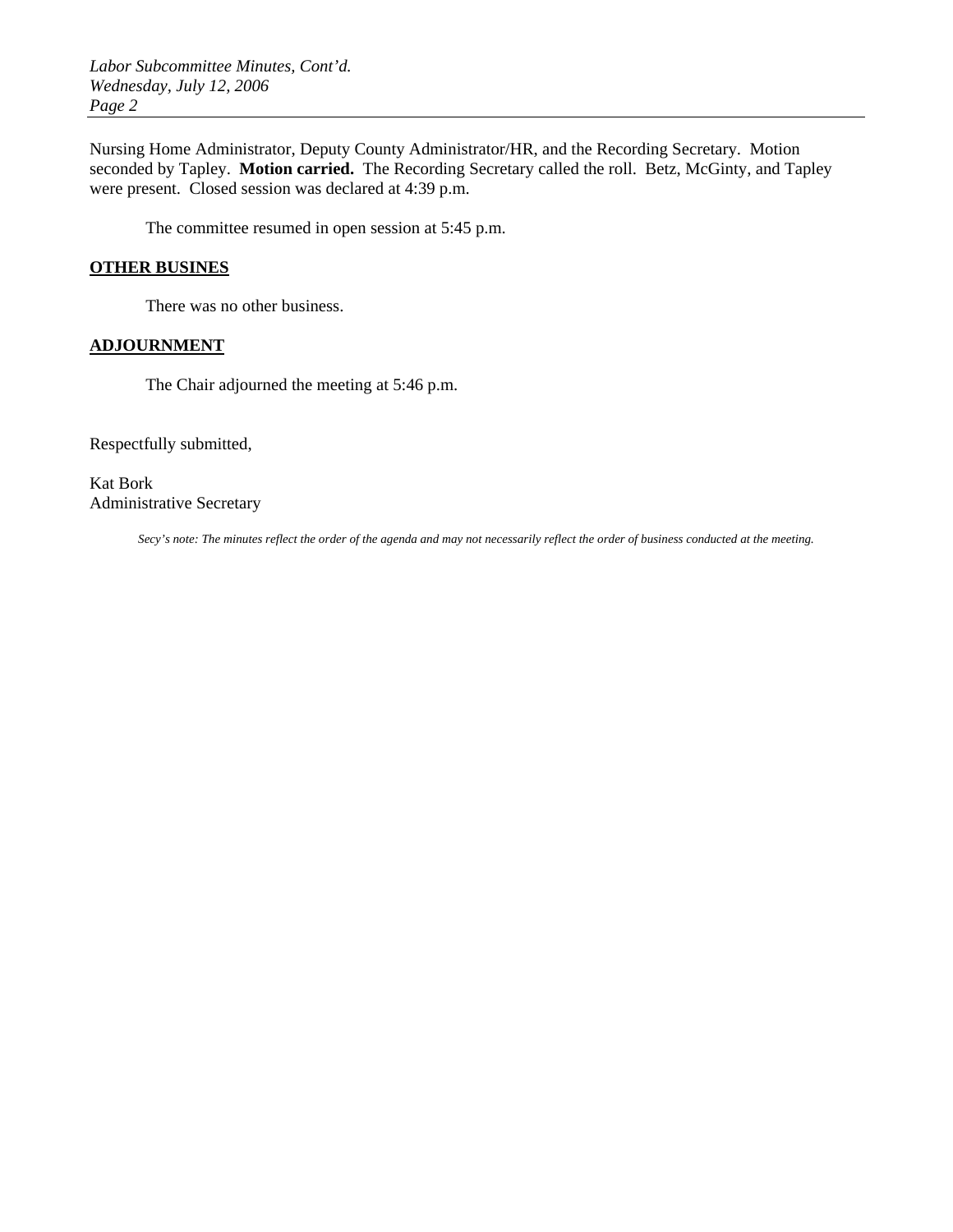Nursing Home Administrator, Deputy County Administrator/HR, and the Recording Secretary. Motion seconded by Tapley. **Motion carried.** The Recording Secretary called the roll. Betz, McGinty, and Tapley were present. Closed session was declared at 4:39 p.m.

The committee resumed in open session at 5:45 p.m.

**OTHER BUSINES**

There was no other business.

**ADJOURNMENT**

The Chair adjourned the meeting at 5:46 p.m.

Respectfully submitted,

Kat Bork
Administrative Secretary

*Secy's note: The minutes reflect the order of the agenda and may not necessarily reflect the order of business conducted at the meeting.*